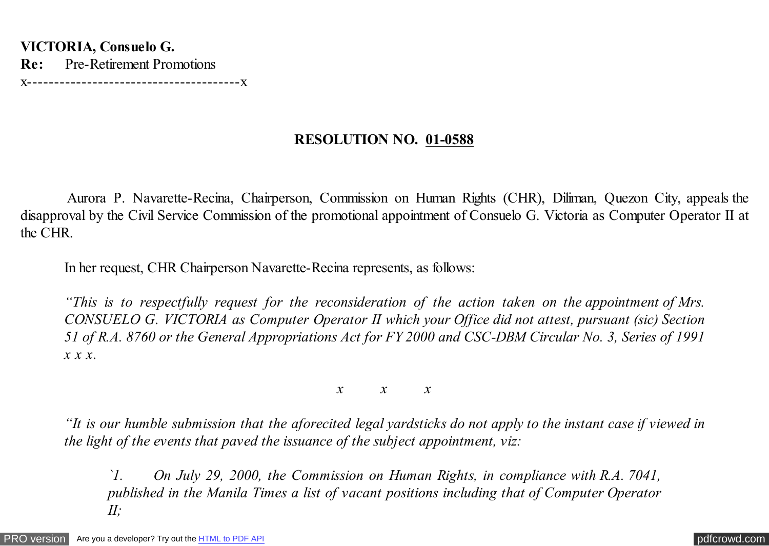**VICTORIA, Consuelo G.**
**Re:** Pre-Retirement Promotions
x---------------------------------------x

**RESOLUTION NO. 01-0588**

Aurora P. Navarette-Recina, Chairperson, Commission on Human Rights (CHR), Diliman, Quezon City, appeals the disapproval by the Civil Service Commission of the promotional appointment of Consuelo G. Victoria as Computer Operator II at the CHR.

In her request, CHR Chairperson Navarette-Recina represents, as follows:

*"This is to respectfully request for the reconsideration of the action taken on the appointment of Mrs. CONSUELO G. VICTORIA as Computer Operator II which your Office did not attest, pursuant (sic) Section 51 of R.A. 8760 or the General Appropriations Act for FY 2000 and CSC-DBM Circular No. 3, Series of 1991 x x x.*

*x x x*

*"It is our humble submission that the aforecited legal yardsticks do not apply to the instant case if viewed in the light of the events that paved the issuance of the subject appointment, viz:*

*`1. On July 29, 2000, the Commission on Human Rights, in compliance with R.A. 7041, published in the Manila Times a list of vacant positions including that of Computer Operator II;*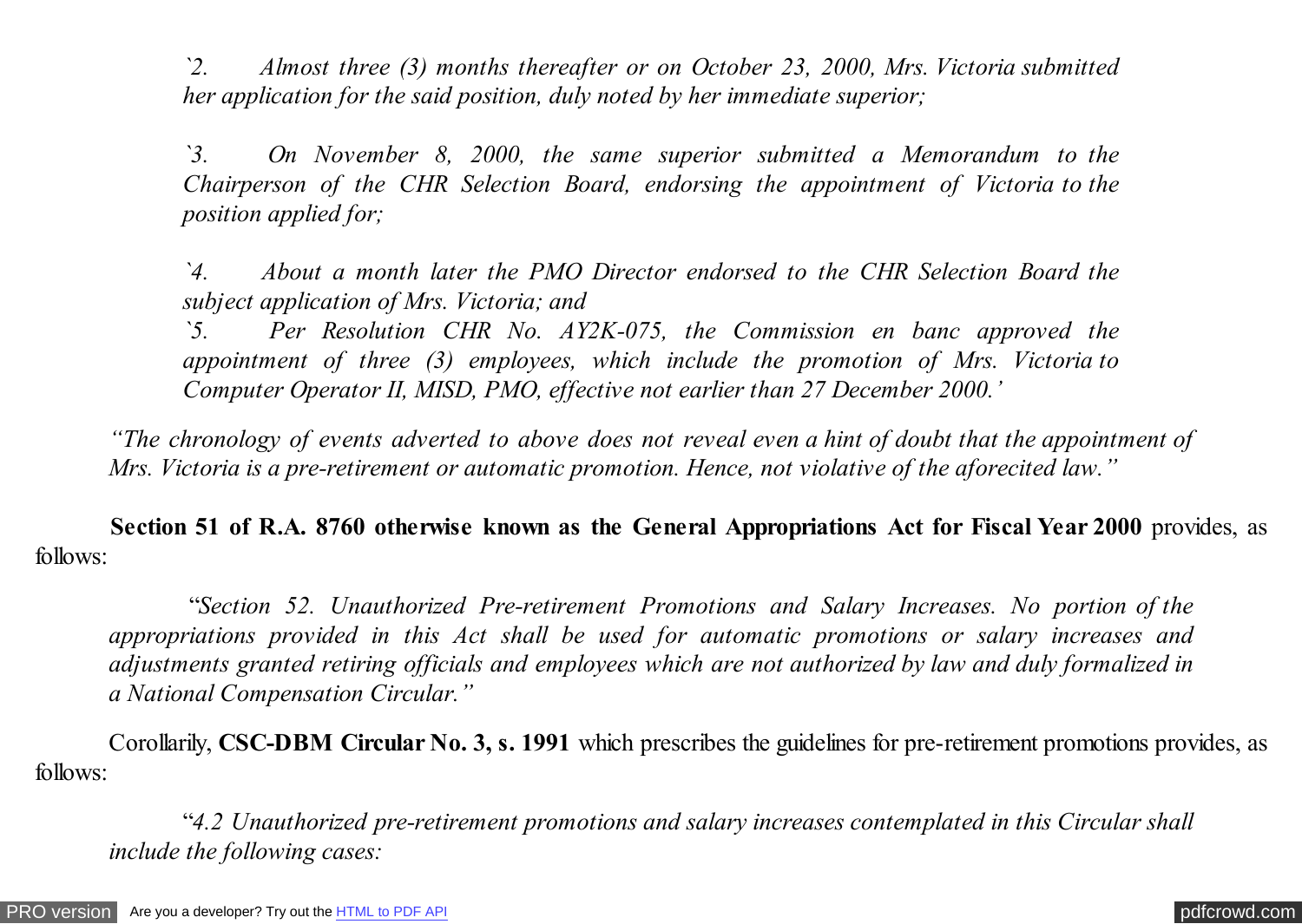*`2. Almost three (3) months thereafter or on October 23, 2000, Mrs. Victoria submitted her application for the said position, duly noted by her immediate superior;*

*`3. On November 8, 2000, the same superior submitted a Memorandum to the Chairperson of the CHR Selection Board, endorsing the appointment of Victoria to the position applied for;*

*`4. About a month later the PMO Director endorsed to the CHR Selection Board the subject application of Mrs. Victoria; and*

*`5. Per Resolution CHR No. AY2K-075, the Commission en banc approved the appointment of three (3) employees, which include the promotion of Mrs. Victoria to Computer Operator II, MISD, PMO, effective not earlier than 27 December 2000.'*

*"The chronology of events adverted to above does not reveal even a hint of doubt that the appointment of Mrs. Victoria is a pre-retirement or automatic promotion. Hence, not violative of the aforecited law."*

**Section 51 of R.A. 8760 otherwise known as the General Appropriations Act for Fiscal Year 2000** provides, as follows:

"*Section 52. Unauthorized Pre-retirement Promotions and Salary Increases. No portion of the appropriations provided in this Act shall be used for automatic promotions or salary increases and adjustments granted retiring officials and employees which are not authorized by law and duly formalized in a National Compensation Circular."*

Corollarily, **CSC-DBM Circular No. 3, s. 1991** which prescribes the guidelines for pre-retirement promotions provides, as follows:

"*4.2 Unauthorized pre-retirement promotions and salary increases contemplated in this Circular shall include the following cases:*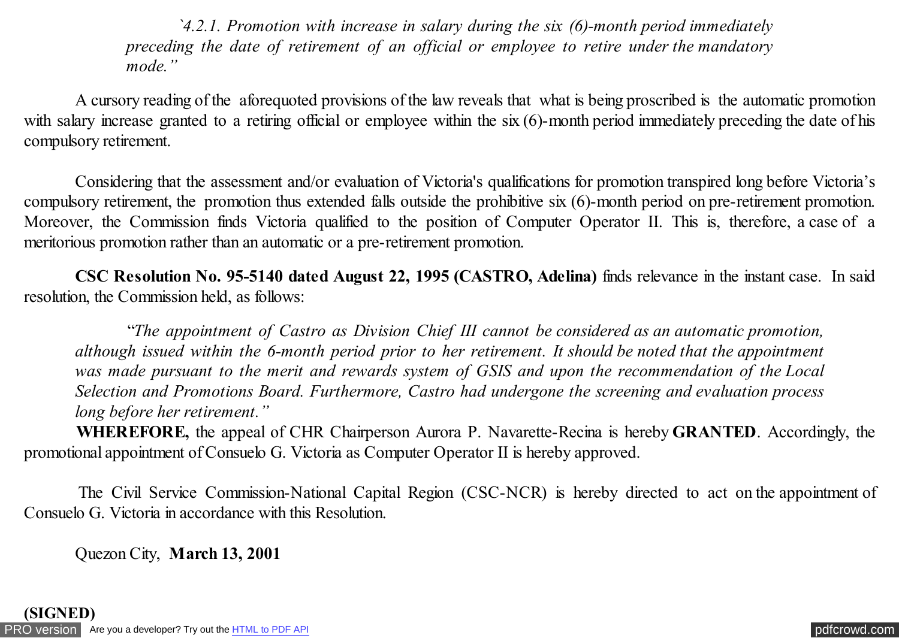*`4.2.1. Promotion with increase in salary during the six (6)-month period immediately preceding the date of retirement of an official or employee to retire under the mandatory mode."*

A cursory reading of the aforequoted provisions of the law reveals that what is being proscribed is the automatic promotion with salary increase granted to a retiring official or employee within the six (6)-month period immediately preceding the date of his compulsory retirement.

Considering that the assessment and/or evaluation of Victoria's qualifications for promotion transpired long before Victoria's compulsory retirement, the promotion thus extended falls outside the prohibitive six (6)-month period on pre-retirement promotion. Moreover, the Commission finds Victoria qualified to the position of Computer Operator II. This is, therefore, a case of a meritorious promotion rather than an automatic or a pre-retirement promotion.

**CSC Resolution No. 95-5140 dated August 22, 1995 (CASTRO, Adelina)** finds relevance in the instant case. In said resolution, the Commission held, as follows:

*"The appointment of Castro as Division Chief III cannot be considered as an automatic promotion, although issued within the 6-month period prior to her retirement. It should be noted that the appointment was made pursuant to the merit and rewards system of GSIS and upon the recommendation of the Local Selection and Promotions Board. Furthermore, Castro had undergone the screening and evaluation process long before her retirement."*

**WHEREFORE,** the appeal of CHR Chairperson Aurora P. Navarette-Recina is hereby **GRANTED**. Accordingly, the promotional appointment of Consuelo G. Victoria as Computer Operator II is hereby approved.

The Civil Service Commission-National Capital Region (CSC-NCR) is hereby directed to act on the appointment of Consuelo G. Victoria in accordance with this Resolution.

Quezon City, **March 13, 2001**

**(SIGNED)**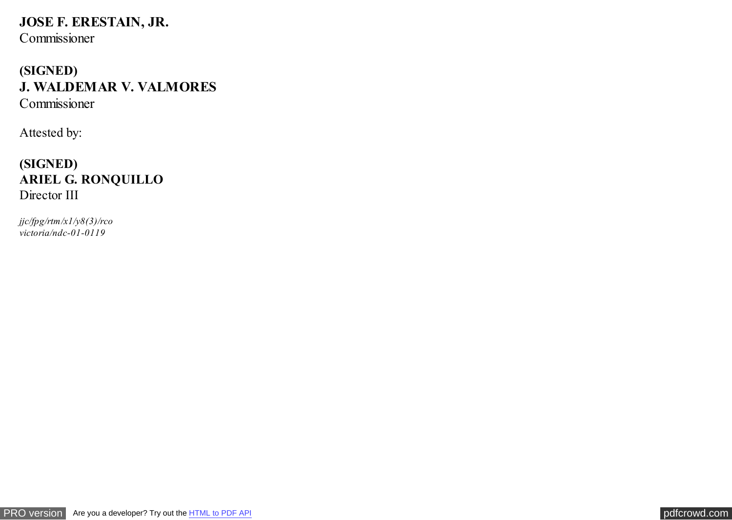**JOSE F. ERESTAIN, JR.**
Commissioner

**(SIGNED)**
**J. WALDEMAR V. VALMORES**
Commissioner

Attested by:

**(SIGNED)**
**ARIEL G. RONQUILLO**
Director III

*jjc/fpg/rtm/x1/y8(3)/rco*
*victoria/ndc-01-0119*